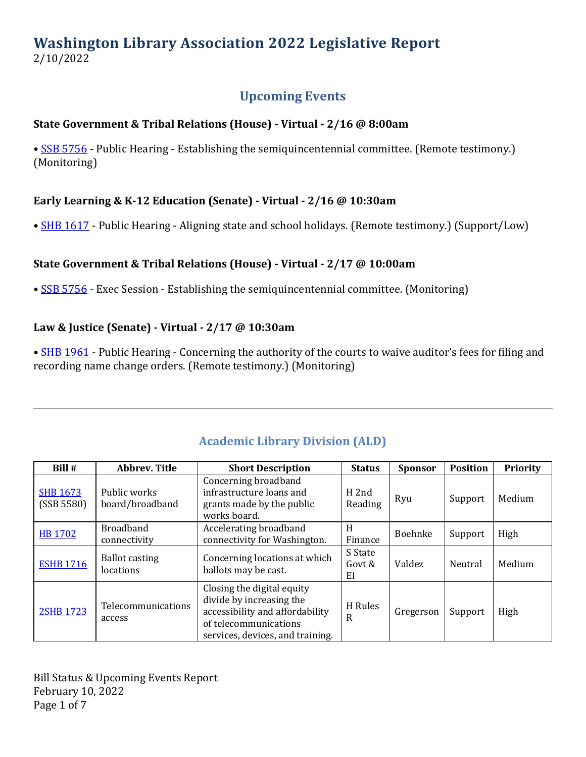# Washington Library Association 2022 Legislative Report

2/10/2022

## Upcoming Events

**State Government & Tribal Relations (House) - Virtual - 2/16 @ 8:00am**

• SSB 5756 - Public Hearing - Establishing the semiquincentennial committee. (Remote testimony.) (Monitoring)

**Early Learning & K-12 Education (Senate) - Virtual - 2/16 @ 10:30am**

• SHB 1617 - Public Hearing - Aligning state and school holidays. (Remote testimony.) (Support/Low)

**State Government & Tribal Relations (House) - Virtual - 2/17 @ 10:00am**

• SSB 5756 - Exec Session - Establishing the semiquincentennial committee. (Monitoring)

**Law & Justice (Senate) - Virtual - 2/17 @ 10:30am**

• SHB 1961 - Public Hearing - Concerning the authority of the courts to waive auditor's fees for filing and recording name change orders. (Remote testimony.) (Monitoring)

---

## Academic Library Division (ALD)

| Bill # | Abbrev. Title | Short Description | Status | Sponsor | Position | Priority |
|---|---|---|---|---|---|---|
| SHB 1673 (SSB 5580) | Public works board/broadband | Concerning broadband infrastructure loans and grants made by the public works board. | H 2nd Reading | Ryu | Support | Medium |
| HB 1702 | Broadband connectivity | Accelerating broadband connectivity for Washington. | H Finance | Boehnke | Support | High |
| ESHB 1716 | Ballot casting locations | Concerning locations at which ballots may be cast. | S State Govt & El | Valdez | Neutral | Medium |
| 2SHB 1723 | Telecommunications access | Closing the digital equity divide by increasing the accessibility and affordability of telecommunications services, devices, and training. | H Rules R | Gregerson | Support | High |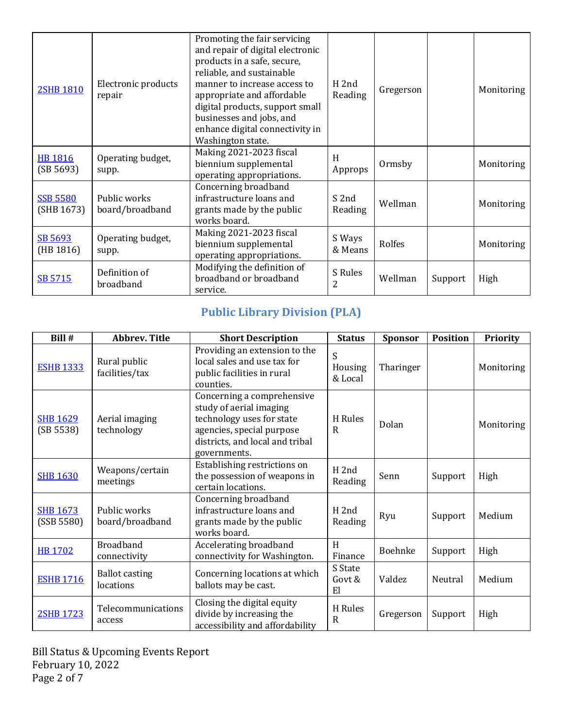| Bill # | Abbrev. Title | Short Description | Status | Sponsor | Position | Priority |
|---|---|---|---|---|---|---|
| 2SHB 1810 | Electronic products repair | Promoting the fair servicing and repair of digital electronic products in a safe, secure, reliable, and sustainable manner to increase access to appropriate and affordable digital products, support small businesses and jobs, and enhance digital connectivity in Washington state. | H 2nd Reading | Gregerson | | Monitoring |
| HB 1816 (SB 5693) | Operating budget, supp. | Making 2021-2023 fiscal biennium supplemental operating appropriations. | H Approps | Ormsby | | Monitoring |
| SSB 5580 (SHB 1673) | Public works board/broadband | Concerning broadband infrastructure loans and grants made by the public works board. | S 2nd Reading | Wellman | | Monitoring |
| SB 5693 (HB 1816) | Operating budget, supp. | Making 2021-2023 fiscal biennium supplemental operating appropriations. | S Ways & Means | Rolfes | | Monitoring |
| SB 5715 | Definition of broadband | Modifying the definition of broadband or broadband service. | S Rules 2 | Wellman | Support | High |

## Public Library Division (PLA)

| Bill # | Abbrev. Title | Short Description | Status | Sponsor | Position | Priority |
|---|---|---|---|---|---|---|
| ESHB 1333 | Rural public facilities/tax | Providing an extension to the local sales and use tax for public facilities in rural counties. | S Housing & Local | Tharinger | | Monitoring |
| SHB 1629 (SB 5538) | Aerial imaging technology | Concerning a comprehensive study of aerial imaging technology uses for state agencies, special purpose districts, and local and tribal governments. | H Rules R | Dolan | | Monitoring |
| SHB 1630 | Weapons/certain meetings | Establishing restrictions on the possession of weapons in certain locations. | H 2nd Reading | Senn | Support | High |
| SHB 1673 (SSB 5580) | Public works board/broadband | Concerning broadband infrastructure loans and grants made by the public works board. | H 2nd Reading | Ryu | Support | Medium |
| HB 1702 | Broadband connectivity | Accelerating broadband connectivity for Washington. | H Finance | Boehnke | Support | High |
| ESHB 1716 | Ballot casting locations | Concerning locations at which ballots may be cast. | S State Govt & El | Valdez | Neutral | Medium |
| 2SHB 1723 | Telecommunications access | Closing the digital equity divide by increasing the accessibility and affordability | H Rules R | Gregerson | Support | High |

Bill Status & Upcoming Events Report
February 10, 2022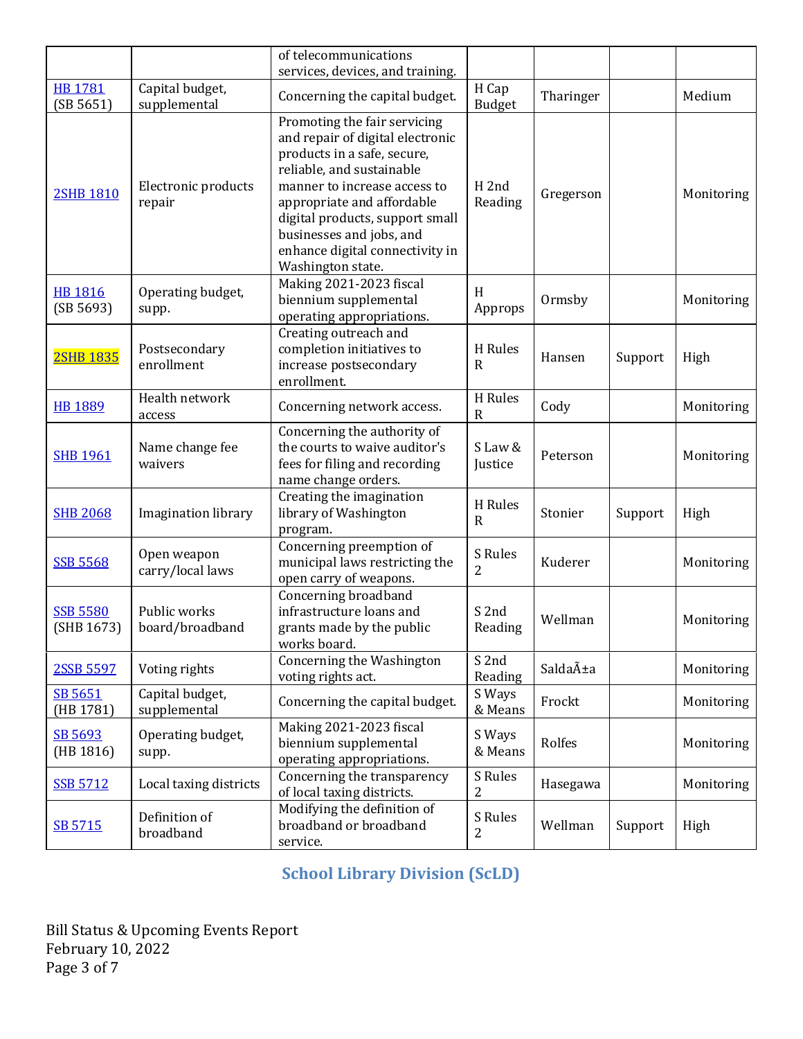| | | of telecommunications services, devices, and training. | | | | |
|---|---|---|---|---|---|---|
| HB 1781 (SB 5651) | Capital budget, supplemental | Concerning the capital budget. | H Cap Budget | Tharinger | | Medium |
| 2SHB 1810 | Electronic products repair | Promoting the fair servicing and repair of digital electronic products in a safe, secure, reliable, and sustainable manner to increase access to appropriate and affordable digital products, support small businesses and jobs, and enhance digital connectivity in Washington state. | H 2nd Reading | Gregerson | | Monitoring |
| HB 1816 (SB 5693) | Operating budget, supp. | Making 2021-2023 fiscal biennium supplemental operating appropriations. | H Approps | Ormsby | | Monitoring |
| 2SHB 1835 | Postsecondary enrollment | Creating outreach and completion initiatives to increase postsecondary enrollment. | H Rules R | Hansen | Support | High |
| HB 1889 | Health network access | Concerning network access. | H Rules R | Cody | | Monitoring |
| SHB 1961 | Name change fee waivers | Concerning the authority of the courts to waive auditor's fees for filing and recording name change orders. | S Law & Justice | Peterson | | Monitoring |
| SHB 2068 | Imagination library | Creating the imagination library of Washington program. | H Rules R | Stonier | Support | High |
| SSB 5568 | Open weapon carry/local laws | Concerning preemption of municipal laws restricting the open carry of weapons. | S Rules 2 | Kuderer | | Monitoring |
| SSB 5580 (SHB 1673) | Public works board/broadband | Concerning broadband infrastructure loans and grants made by the public works board. | S 2nd Reading | Wellman | | Monitoring |
| 2SSB 5597 | Voting rights | Concerning the Washington voting rights act. | S 2nd Reading | SaldaÃ±a | | Monitoring |
| SB 5651 (HB 1781) | Capital budget, supplemental | Concerning the capital budget. | S Ways & Means | Frockt | | Monitoring |
| SB 5693 (HB 1816) | Operating budget, supp. | Making 2021-2023 fiscal biennium supplemental operating appropriations. | S Ways & Means | Rolfes | | Monitoring |
| SSB 5712 | Local taxing districts | Concerning the transparency of local taxing districts. | S Rules 2 | Hasegawa | | Monitoring |
| SB 5715 | Definition of broadband | Modifying the definition of broadband or broadband service. | S Rules 2 | Wellman | Support | High |

## School Library Division (ScLD)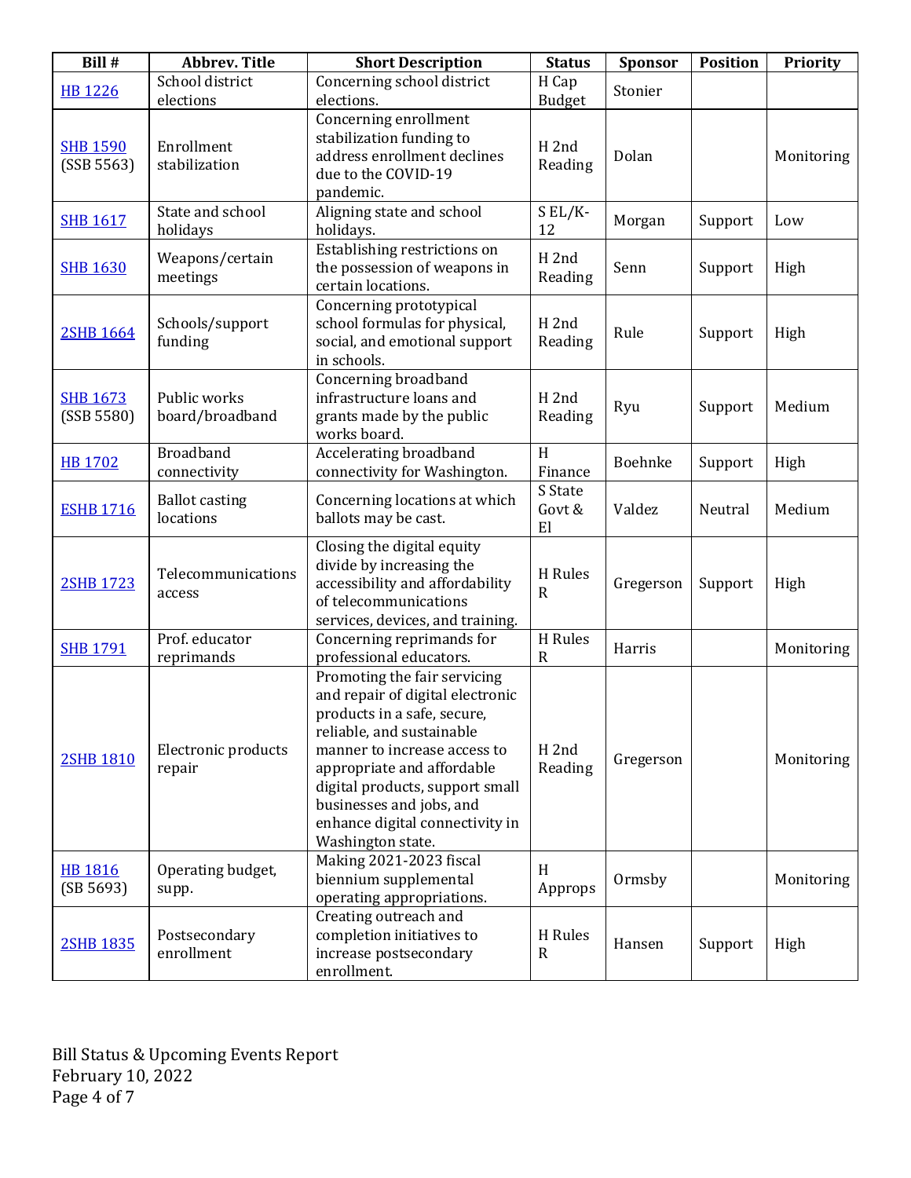| Bill # | Abbrev. Title | Short Description | Status | Sponsor | Position | Priority |
|---|---|---|---|---|---|---|
| HB 1226 | School district elections | Concerning school district elections. | H Cap Budget | Stonier | | |
| SHB 1590 (SSB 5563) | Enrollment stabilization | Concerning enrollment stabilization funding to address enrollment declines due to the COVID-19 pandemic. | H 2nd Reading | Dolan | | Monitoring |
| SHB 1617 | State and school holidays | Aligning state and school holidays. | S EL/K-12 | Morgan | Support | Low |
| SHB 1630 | Weapons/certain meetings | Establishing restrictions on the possession of weapons in certain locations. | H 2nd Reading | Senn | Support | High |
| 2SHB 1664 | Schools/support funding | Concerning prototypical school formulas for physical, social, and emotional support in schools. | H 2nd Reading | Rule | Support | High |
| SHB 1673 (SSB 5580) | Public works board/broadband | Concerning broadband infrastructure loans and grants made by the public works board. | H 2nd Reading | Ryu | Support | Medium |
| HB 1702 | Broadband connectivity | Accelerating broadband connectivity for Washington. | H Finance | Boehnke | Support | High |
| ESHB 1716 | Ballot casting locations | Concerning locations at which ballots may be cast. | S State Govt & El | Valdez | Neutral | Medium |
| 2SHB 1723 | Telecommunications access | Closing the digital equity divide by increasing the accessibility and affordability of telecommunications services, devices, and training. | H Rules R | Gregerson | Support | High |
| SHB 1791 | Prof. educator reprimands | Concerning reprimands for professional educators. | H Rules R | Harris | | Monitoring |
| 2SHB 1810 | Electronic products repair | Promoting the fair servicing and repair of digital electronic products in a safe, secure, reliable, and sustainable manner to increase access to appropriate and affordable digital products, support small businesses and jobs, and enhance digital connectivity in Washington state. | H 2nd Reading | Gregerson | | Monitoring |
| HB 1816 (SB 5693) | Operating budget, supp. | Making 2021-2023 fiscal biennium supplemental operating appropriations. | H Approps | Ormsby | | Monitoring |
| 2SHB 1835 | Postsecondary enrollment | Creating outreach and completion initiatives to increase postsecondary enrollment. | H Rules R | Hansen | Support | High |

Bill Status & Upcoming Events Report
February 10, 2022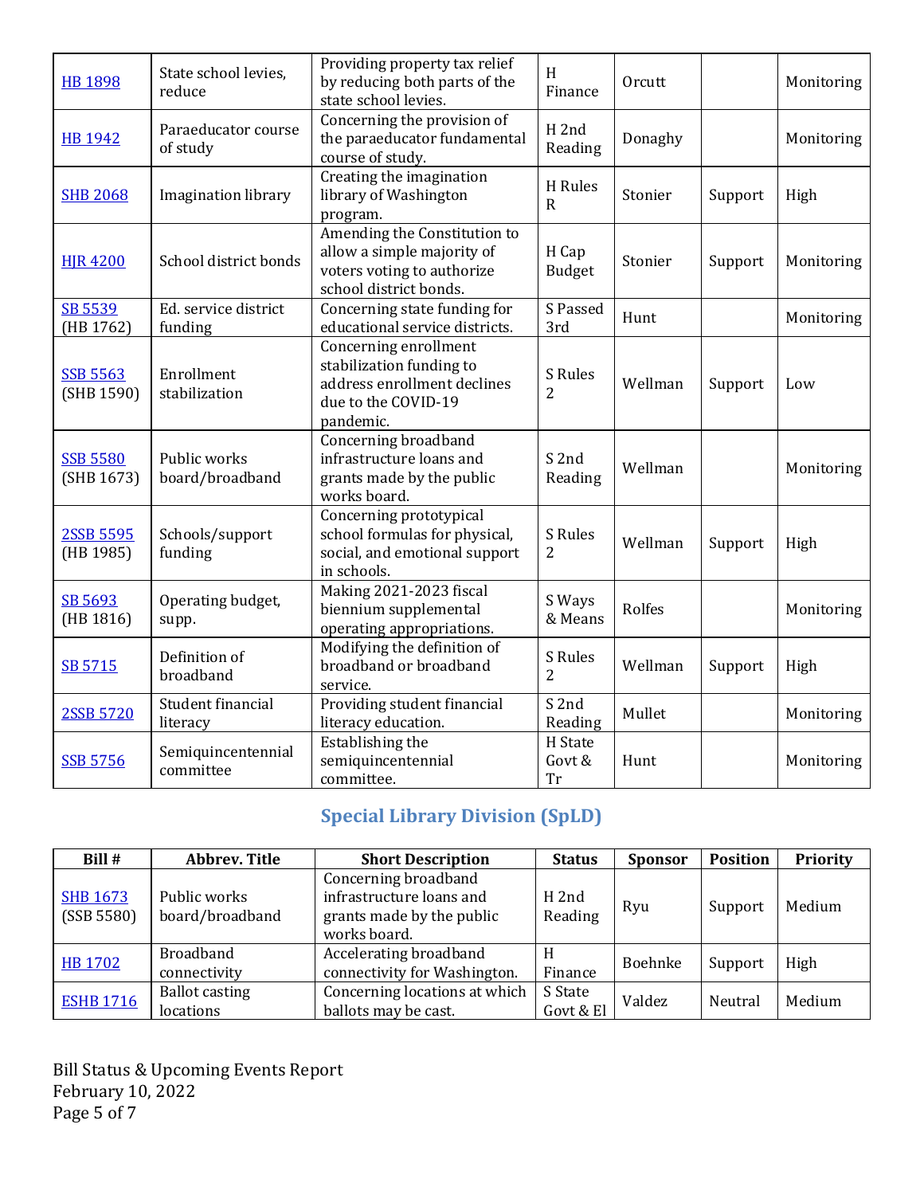| | | | | | | |
|---|---|---|---|---|---|---|
| HB 1898 | State school levies, reduce | Providing property tax relief by reducing both parts of the state school levies. | H Finance | Orcutt | | Monitoring |
| HB 1942 | Paraeducator course of study | Concerning the provision of the paraeducator fundamental course of study. | H 2nd Reading | Donaghy | | Monitoring |
| SHB 2068 | Imagination library | Creating the imagination library of Washington program. | H Rules R | Stonier | Support | High |
| HJR 4200 | School district bonds | Amending the Constitution to allow a simple majority of voters voting to authorize school district bonds. | H Cap Budget | Stonier | Support | Monitoring |
| SB 5539 (HB 1762) | Ed. service district funding | Concerning state funding for educational service districts. | S Passed 3rd | Hunt | | Monitoring |
| SSB 5563 (SHB 1590) | Enrollment stabilization | Concerning enrollment stabilization funding to address enrollment declines due to the COVID-19 pandemic. | S Rules 2 | Wellman | Support | Low |
| SSB 5580 (SHB 1673) | Public works board/broadband | Concerning broadband infrastructure loans and grants made by the public works board. | S 2nd Reading | Wellman | | Monitoring |
| 2SSB 5595 (HB 1985) | Schools/support funding | Concerning prototypical school formulas for physical, social, and emotional support in schools. | S Rules 2 | Wellman | Support | High |
| SB 5693 (HB 1816) | Operating budget, supp. | Making 2021-2023 fiscal biennium supplemental operating appropriations. | S Ways & Means | Rolfes | | Monitoring |
| SB 5715 | Definition of broadband | Modifying the definition of broadband or broadband service. | S Rules 2 | Wellman | Support | High |
| 2SSB 5720 | Student financial literacy | Providing student financial literacy education. | S 2nd Reading | Mullet | | Monitoring |
| SSB 5756 | Semiquincentennial committee | Establishing the semiquincentennial committee. | H State Govt & Tr | Hunt | | Monitoring |

## Special Library Division (SpLD)

| Bill # | Abbrev. Title | Short Description | Status | Sponsor | Position | Priority |
|---|---|---|---|---|---|---|
| SHB 1673 (SSB 5580) | Public works board/broadband | Concerning broadband infrastructure loans and grants made by the public works board. | H 2nd Reading | Ryu | Support | Medium |
| HB 1702 | Broadband connectivity | Accelerating broadband connectivity for Washington. | H Finance | Boehnke | Support | High |
| ESHB 1716 | Ballot casting locations | Concerning locations at which ballots may be cast. | S State Govt & El | Valdez | Neutral | Medium |

Bill Status & Upcoming Events Report
February 10, 2022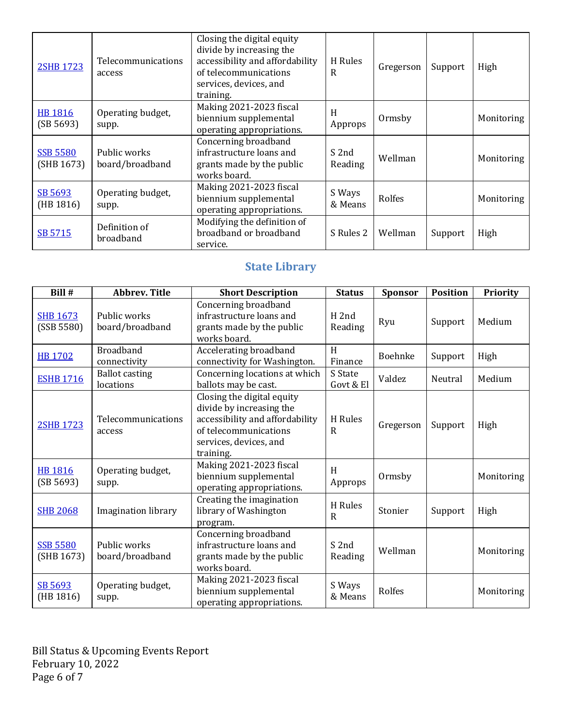| | | | | | | |
|---|---|---|---|---|---|---|
| 2SHB 1723 | Telecommunications access | Closing the digital equity divide by increasing the accessibility and affordability of telecommunications services, devices, and training. | H Rules R | Gregerson | Support | High |
| HB 1816 (SB 5693) | Operating budget, supp. | Making 2021-2023 fiscal biennium supplemental operating appropriations. | H Approps | Ormsby | | Monitoring |
| SSB 5580 (SHB 1673) | Public works board/broadband | Concerning broadband infrastructure loans and grants made by the public works board. | S 2nd Reading | Wellman | | Monitoring |
| SB 5693 (HB 1816) | Operating budget, supp. | Making 2021-2023 fiscal biennium supplemental operating appropriations. | S Ways & Means | Rolfes | | Monitoring |
| SB 5715 | Definition of broadband | Modifying the definition of broadband or broadband service. | S Rules 2 | Wellman | Support | High |

## State Library

| Bill # | Abbrev. Title | Short Description | Status | Sponsor | Position | Priority |
|---|---|---|---|---|---|---|
| SHB 1673 (SSB 5580) | Public works board/broadband | Concerning broadband infrastructure loans and grants made by the public works board. | H 2nd Reading | Ryu | Support | Medium |
| HB 1702 | Broadband connectivity | Accelerating broadband connectivity for Washington. | H Finance | Boehnke | Support | High |
| ESHB 1716 | Ballot casting locations | Concerning locations at which ballots may be cast. | S State Govt & El | Valdez | Neutral | Medium |
| 2SHB 1723 | Telecommunications access | Closing the digital equity divide by increasing the accessibility and affordability of telecommunications services, devices, and training. | H Rules R | Gregerson | Support | High |
| HB 1816 (SB 5693) | Operating budget, supp. | Making 2021-2023 fiscal biennium supplemental operating appropriations. | H Approps | Ormsby | | Monitoring |
| SHB 2068 | Imagination library | Creating the imagination library of Washington program. | H Rules R | Stonier | Support | High |
| SSB 5580 (SHB 1673) | Public works board/broadband | Concerning broadband infrastructure loans and grants made by the public works board. | S 2nd Reading | Wellman | | Monitoring |
| SB 5693 (HB 1816) | Operating budget, supp. | Making 2021-2023 fiscal biennium supplemental operating appropriations. | S Ways & Means | Rolfes | | Monitoring |

Bill Status & Upcoming Events Report
February 10, 2022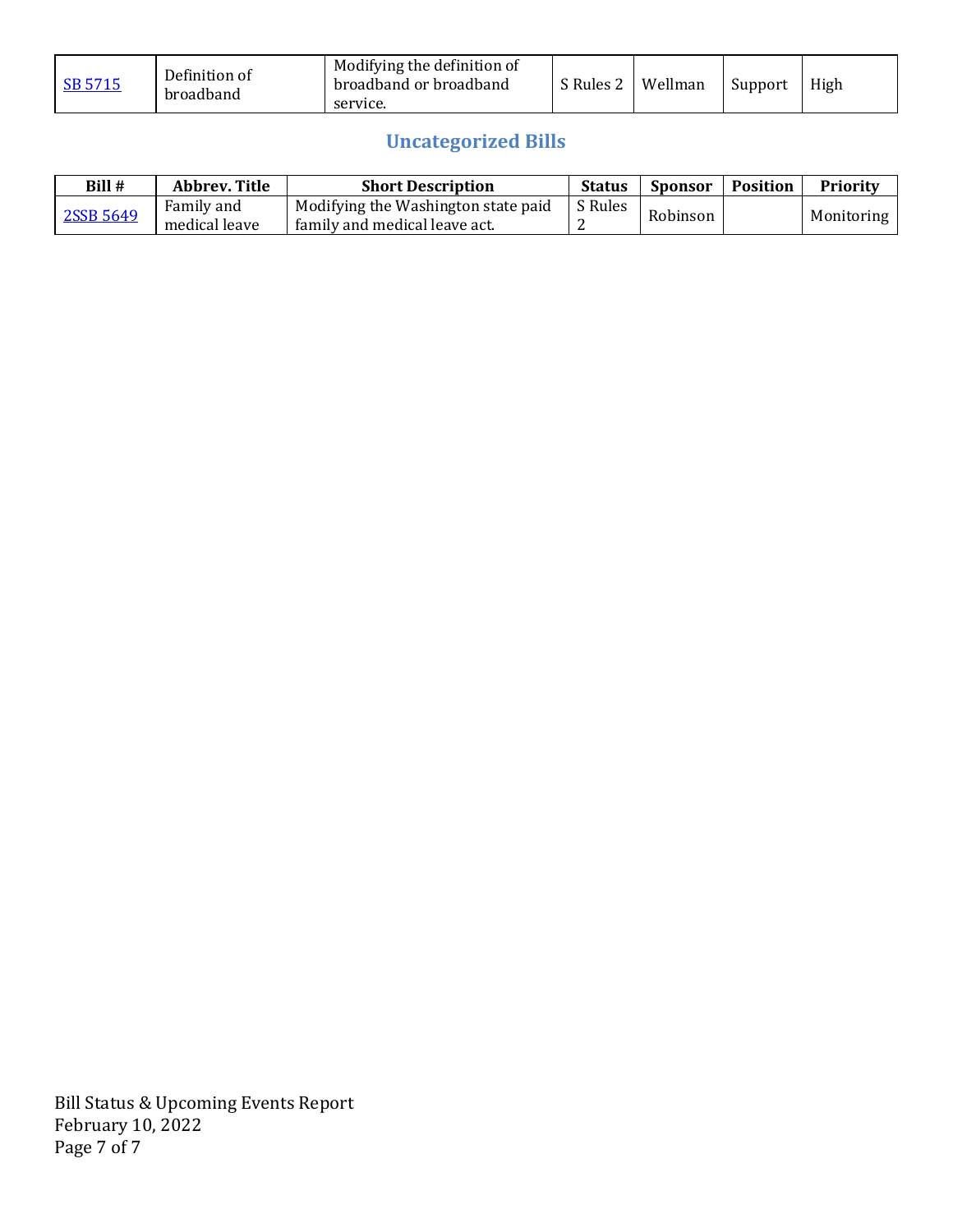| | | | | | | |
|---|---|---|---|---|---|---|
| SB 5715 | Definition of broadband | Modifying the definition of broadband or broadband service. | S Rules 2 | Wellman | Support | High |

## Uncategorized Bills

| Bill # | Abbrev. Title | Short Description | Status | Sponsor | Position | Priority |
|---|---|---|---|---|---|---|
| 2SSB 5649 | Family and medical leave | Modifying the Washington state paid family and medical leave act. | S Rules 2 | Robinson | | Monitoring |

Bill Status & Upcoming Events Report
February 10, 2022